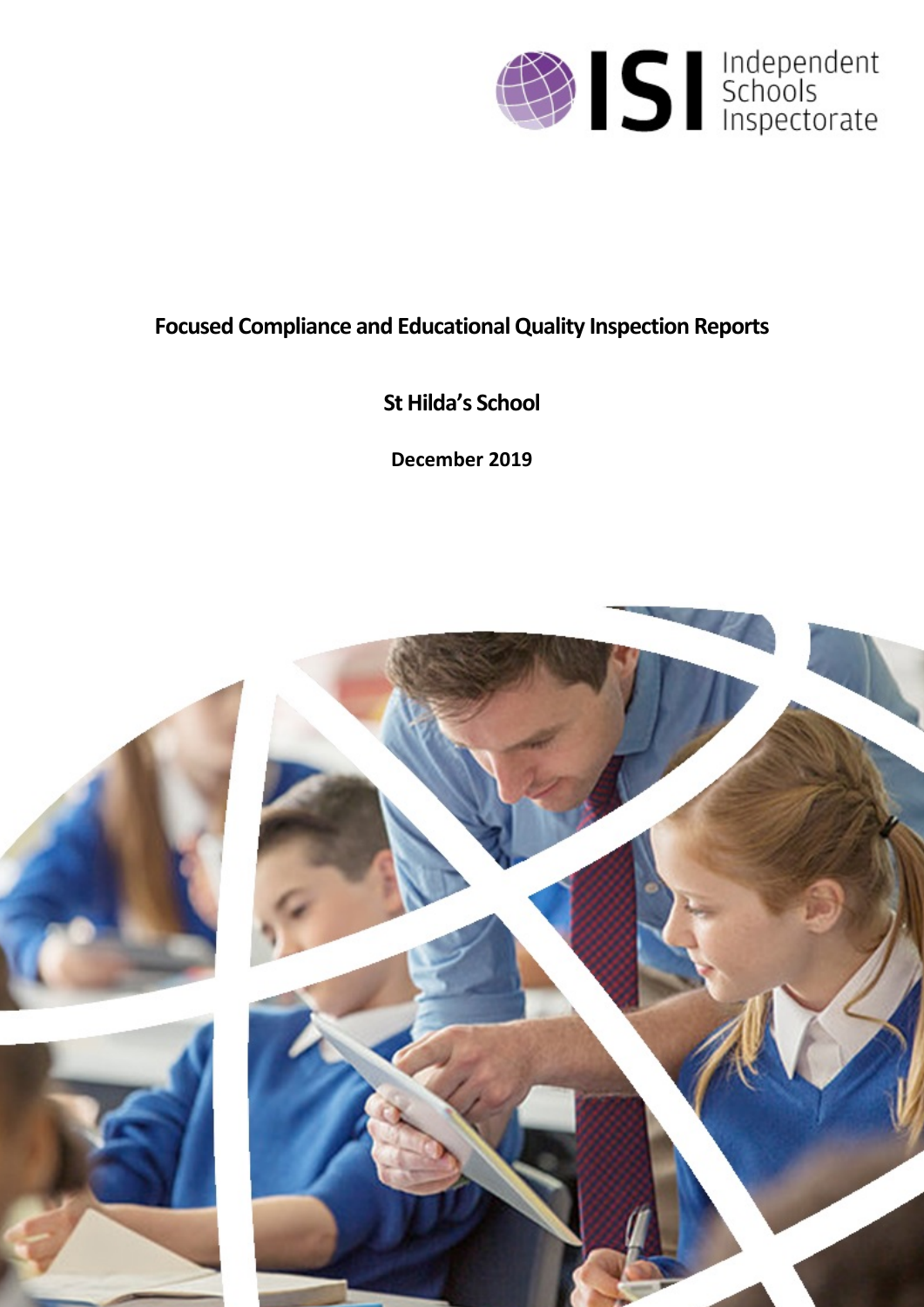Independent Schools Inspectorate

# Focused Compliance and Educational Quality Inspection Reports

## St Hilda's School

**December 2019**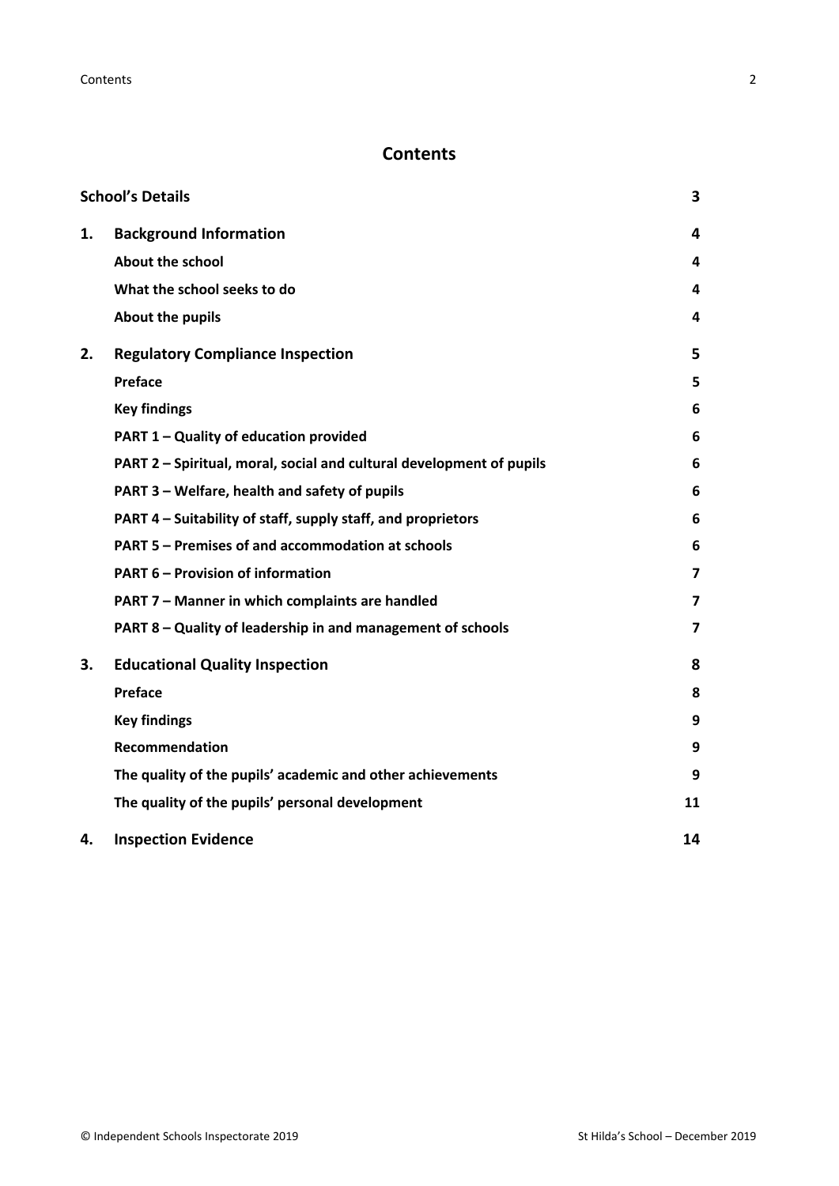# Contents

| | | |
|---|---|---|
| **School's Details** | | **3** |
| **1.** | **Background Information** | **4** |
| | **About the school** | **4** |
| | **What the school seeks to do** | **4** |
| | **About the pupils** | **4** |
| **2.** | **Regulatory Compliance Inspection** | **5** |
| | **Preface** | **5** |
| | **Key findings** | **6** |
| | **PART 1 – Quality of education provided** | **6** |
| | **PART 2 – Spiritual, moral, social and cultural development of pupils** | **6** |
| | **PART 3 – Welfare, health and safety of pupils** | **6** |
| | **PART 4 – Suitability of staff, supply staff, and proprietors** | **6** |
| | **PART 5 – Premises of and accommodation at schools** | **6** |
| | **PART 6 – Provision of information** | **7** |
| | **PART 7 – Manner in which complaints are handled** | **7** |
| | **PART 8 – Quality of leadership in and management of schools** | **7** |
| **3.** | **Educational Quality Inspection** | **8** |
| | **Preface** | **8** |
| | **Key findings** | **9** |
| | **Recommendation** | **9** |
| | **The quality of the pupils' academic and other achievements** | **9** |
| | **The quality of the pupils' personal development** | **11** |
| **4.** | **Inspection Evidence** | **14** |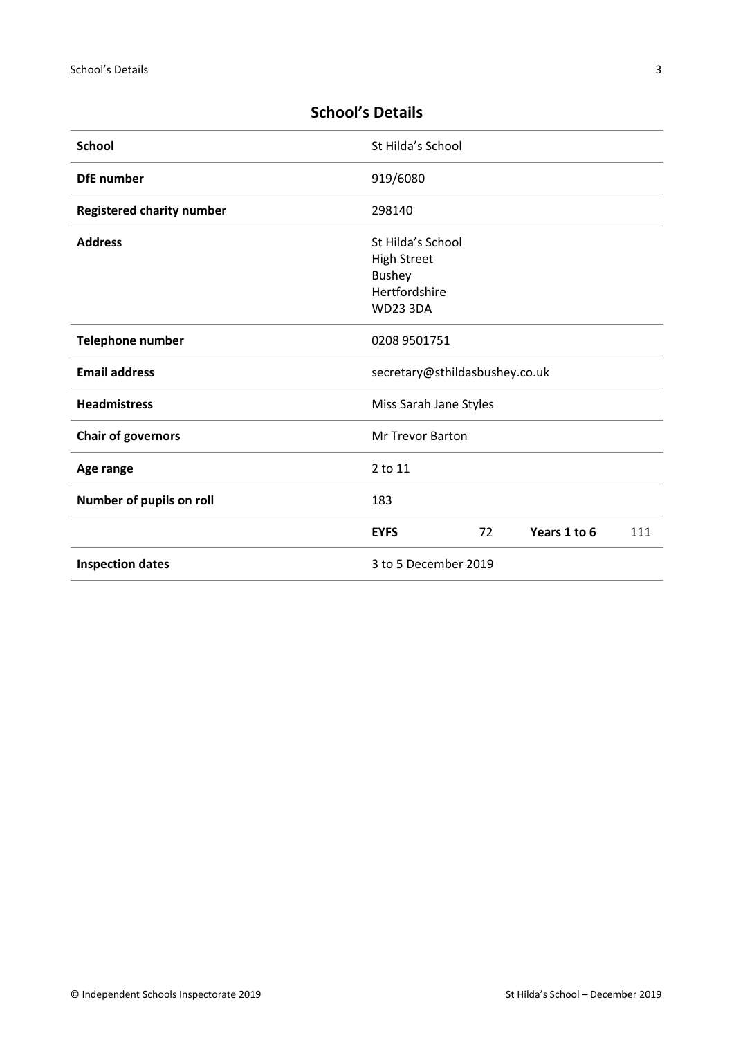## School's Details

| | | | | |
|---|---|---|---|---|
| **School** | St Hilda's School | | | |
| **DfE number** | 919/6080 | | | |
| **Registered charity number** | 298140 | | | |
| **Address** | St Hilda's School<br>High Street<br>Bushey<br>Hertfordshire<br>WD23 3DA | | | |
| **Telephone number** | 0208 9501751 | | | |
| **Email address** | secretary@sthildasbushey.co.uk | | | |
| **Headmistress** | Miss Sarah Jane Styles | | | |
| **Chair of governors** | Mr Trevor Barton | | | |
| **Age range** | 2 to 11 | | | |
| **Number of pupils on roll** | 183 | | | |
| | **EYFS** | 72 | **Years 1 to 6** | 111 |
| **Inspection dates** | 3 to 5 December 2019 | | | |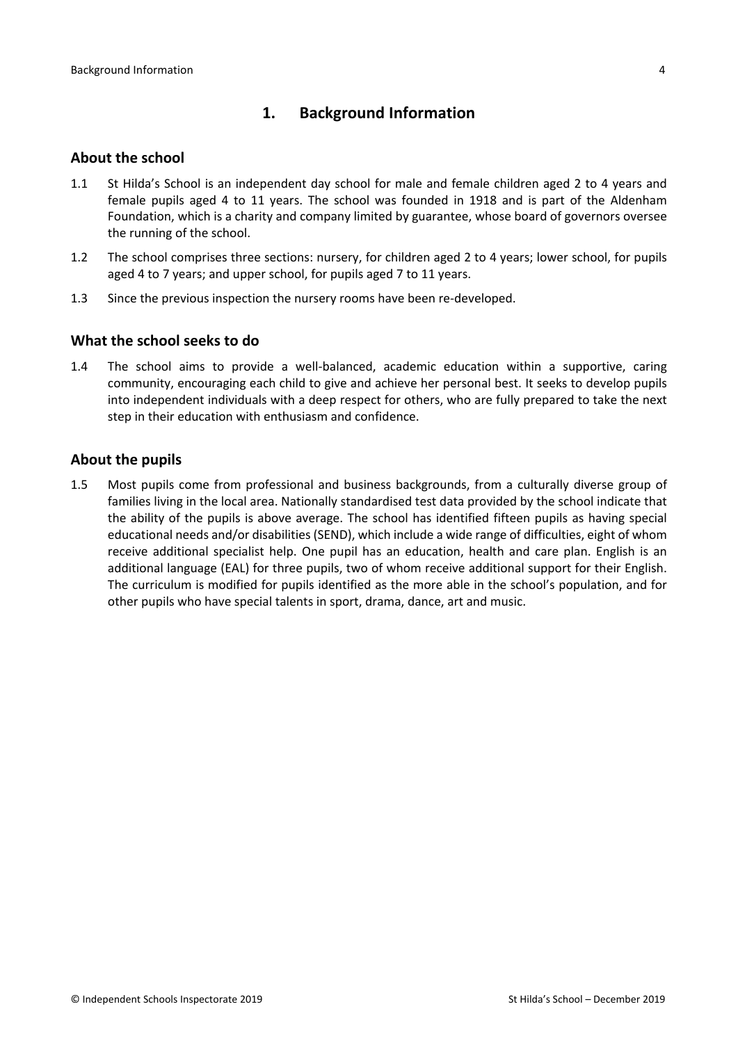# 1. Background Information

## About the school

1.1 St Hilda's School is an independent day school for male and female children aged 2 to 4 years and female pupils aged 4 to 11 years. The school was founded in 1918 and is part of the Aldenham Foundation, which is a charity and company limited by guarantee, whose board of governors oversee the running of the school.

1.2 The school comprises three sections: nursery, for children aged 2 to 4 years; lower school, for pupils aged 4 to 7 years; and upper school, for pupils aged 7 to 11 years.

1.3 Since the previous inspection the nursery rooms have been re-developed.

## What the school seeks to do

1.4 The school aims to provide a well-balanced, academic education within a supportive, caring community, encouraging each child to give and achieve her personal best. It seeks to develop pupils into independent individuals with a deep respect for others, who are fully prepared to take the next step in their education with enthusiasm and confidence.

## About the pupils

1.5 Most pupils come from professional and business backgrounds, from a culturally diverse group of families living in the local area. Nationally standardised test data provided by the school indicate that the ability of the pupils is above average. The school has identified fifteen pupils as having special educational needs and/or disabilities (SEND), which include a wide range of difficulties, eight of whom receive additional specialist help. One pupil has an education, health and care plan. English is an additional language (EAL) for three pupils, two of whom receive additional support for their English. The curriculum is modified for pupils identified as the more able in the school's population, and for other pupils who have special talents in sport, drama, dance, art and music.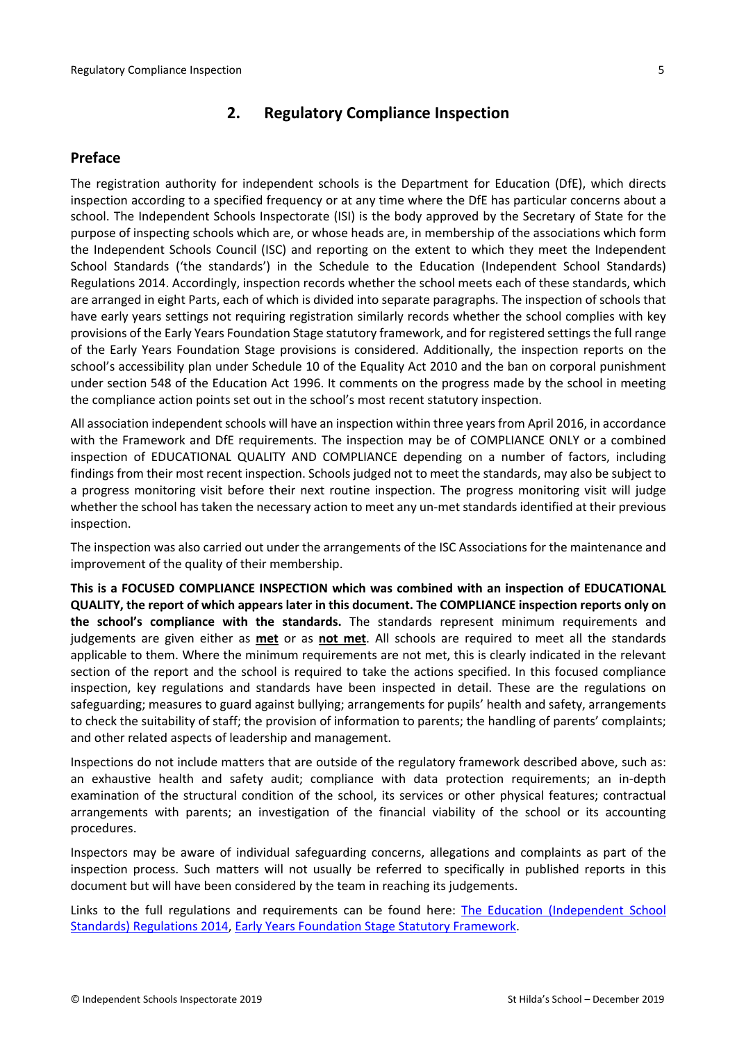## 2. Regulatory Compliance Inspection

### Preface

The registration authority for independent schools is the Department for Education (DfE), which directs inspection according to a specified frequency or at any time where the DfE has particular concerns about a school. The Independent Schools Inspectorate (ISI) is the body approved by the Secretary of State for the purpose of inspecting schools which are, or whose heads are, in membership of the associations which form the Independent Schools Council (ISC) and reporting on the extent to which they meet the Independent School Standards ('the standards') in the Schedule to the Education (Independent School Standards) Regulations 2014. Accordingly, inspection records whether the school meets each of these standards, which are arranged in eight Parts, each of which is divided into separate paragraphs. The inspection of schools that have early years settings not requiring registration similarly records whether the school complies with key provisions of the Early Years Foundation Stage statutory framework, and for registered settings the full range of the Early Years Foundation Stage provisions is considered. Additionally, the inspection reports on the school's accessibility plan under Schedule 10 of the Equality Act 2010 and the ban on corporal punishment under section 548 of the Education Act 1996. It comments on the progress made by the school in meeting the compliance action points set out in the school's most recent statutory inspection.

All association independent schools will have an inspection within three years from April 2016, in accordance with the Framework and DfE requirements. The inspection may be of COMPLIANCE ONLY or a combined inspection of EDUCATIONAL QUALITY AND COMPLIANCE depending on a number of factors, including findings from their most recent inspection. Schools judged not to meet the standards, may also be subject to a progress monitoring visit before their next routine inspection. The progress monitoring visit will judge whether the school has taken the necessary action to meet any un-met standards identified at their previous inspection.

The inspection was also carried out under the arrangements of the ISC Associations for the maintenance and improvement of the quality of their membership.

**This is a FOCUSED COMPLIANCE INSPECTION which was combined with an inspection of EDUCATIONAL QUALITY, the report of which appears later in this document. The COMPLIANCE inspection reports only on the school's compliance with the standards.** The standards represent minimum requirements and judgements are given either as **met** or as **not met**. All schools are required to meet all the standards applicable to them. Where the minimum requirements are not met, this is clearly indicated in the relevant section of the report and the school is required to take the actions specified. In this focused compliance inspection, key regulations and standards have been inspected in detail. These are the regulations on safeguarding; measures to guard against bullying; arrangements for pupils' health and safety, arrangements to check the suitability of staff; the provision of information to parents; the handling of parents' complaints; and other related aspects of leadership and management.

Inspections do not include matters that are outside of the regulatory framework described above, such as: an exhaustive health and safety audit; compliance with data protection requirements; an in-depth examination of the structural condition of the school, its services or other physical features; contractual arrangements with parents; an investigation of the financial viability of the school or its accounting procedures.

Inspectors may be aware of individual safeguarding concerns, allegations and complaints as part of the inspection process. Such matters will not usually be referred to specifically in published reports in this document but will have been considered by the team in reaching its judgements.

Links to the full regulations and requirements can be found here: The Education (Independent School Standards) Regulations 2014, Early Years Foundation Stage Statutory Framework.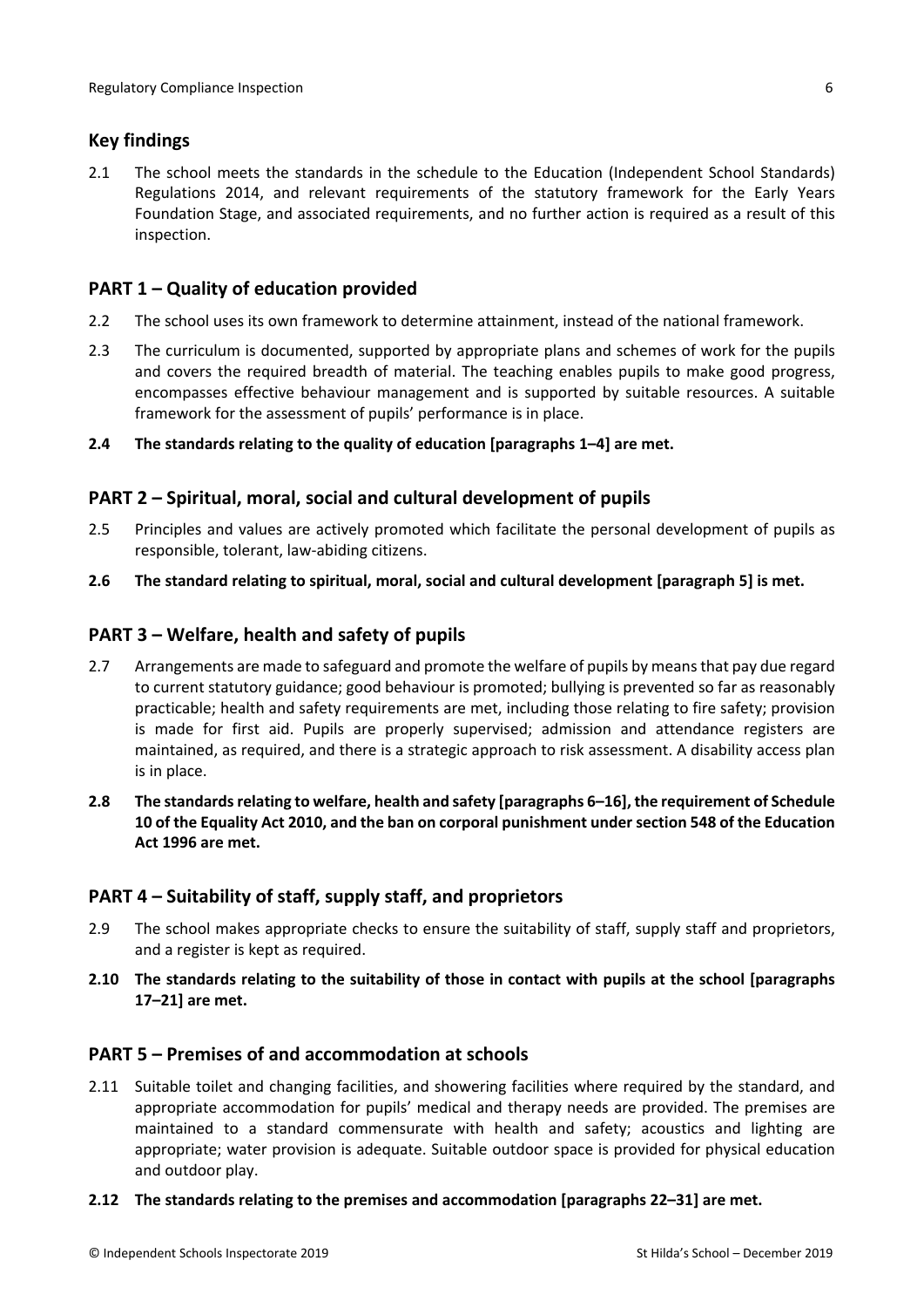## Key findings

2.1 The school meets the standards in the schedule to the Education (Independent School Standards) Regulations 2014, and relevant requirements of the statutory framework for the Early Years Foundation Stage, and associated requirements, and no further action is required as a result of this inspection.

## PART 1 – Quality of education provided

2.2 The school uses its own framework to determine attainment, instead of the national framework.

2.3 The curriculum is documented, supported by appropriate plans and schemes of work for the pupils and covers the required breadth of material. The teaching enables pupils to make good progress, encompasses effective behaviour management and is supported by suitable resources. A suitable framework for the assessment of pupils' performance is in place.

**2.4 The standards relating to the quality of education [paragraphs 1–4] are met.**

## PART 2 – Spiritual, moral, social and cultural development of pupils

2.5 Principles and values are actively promoted which facilitate the personal development of pupils as responsible, tolerant, law-abiding citizens.

**2.6 The standard relating to spiritual, moral, social and cultural development [paragraph 5] is met.**

## PART 3 – Welfare, health and safety of pupils

2.7 Arrangements are made to safeguard and promote the welfare of pupils by means that pay due regard to current statutory guidance; good behaviour is promoted; bullying is prevented so far as reasonably practicable; health and safety requirements are met, including those relating to fire safety; provision is made for first aid. Pupils are properly supervised; admission and attendance registers are maintained, as required, and there is a strategic approach to risk assessment. A disability access plan is in place.

**2.8 The standards relating to welfare, health and safety [paragraphs 6–16], the requirement of Schedule 10 of the Equality Act 2010, and the ban on corporal punishment under section 548 of the Education Act 1996 are met.**

## PART 4 – Suitability of staff, supply staff, and proprietors

2.9 The school makes appropriate checks to ensure the suitability of staff, supply staff and proprietors, and a register is kept as required.

**2.10 The standards relating to the suitability of those in contact with pupils at the school [paragraphs 17–21] are met.**

## PART 5 – Premises of and accommodation at schools

2.11 Suitable toilet and changing facilities, and showering facilities where required by the standard, and appropriate accommodation for pupils' medical and therapy needs are provided. The premises are maintained to a standard commensurate with health and safety; acoustics and lighting are appropriate; water provision is adequate. Suitable outdoor space is provided for physical education and outdoor play.

**2.12 The standards relating to the premises and accommodation [paragraphs 22–31] are met.**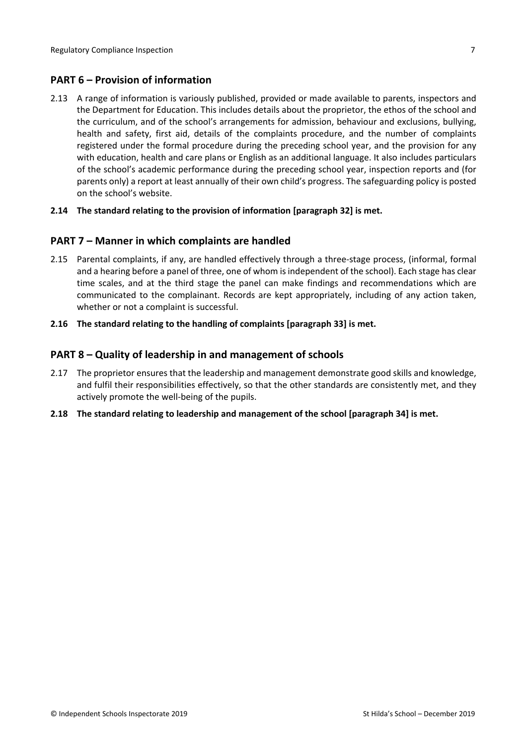## PART 6 – Provision of information

2.13 A range of information is variously published, provided or made available to parents, inspectors and the Department for Education. This includes details about the proprietor, the ethos of the school and the curriculum, and of the school's arrangements for admission, behaviour and exclusions, bullying, health and safety, first aid, details of the complaints procedure, and the number of complaints registered under the formal procedure during the preceding school year, and the provision for any with education, health and care plans or English as an additional language. It also includes particulars of the school's academic performance during the preceding school year, inspection reports and (for parents only) a report at least annually of their own child's progress. The safeguarding policy is posted on the school's website.

**2.14 The standard relating to the provision of information [paragraph 32] is met.**

## PART 7 – Manner in which complaints are handled

2.15 Parental complaints, if any, are handled effectively through a three-stage process, (informal, formal and a hearing before a panel of three, one of whom is independent of the school). Each stage has clear time scales, and at the third stage the panel can make findings and recommendations which are communicated to the complainant. Records are kept appropriately, including of any action taken, whether or not a complaint is successful.

**2.16 The standard relating to the handling of complaints [paragraph 33] is met.**

## PART 8 – Quality of leadership in and management of schools

2.17 The proprietor ensures that the leadership and management demonstrate good skills and knowledge, and fulfil their responsibilities effectively, so that the other standards are consistently met, and they actively promote the well-being of the pupils.

**2.18 The standard relating to leadership and management of the school [paragraph 34] is met.**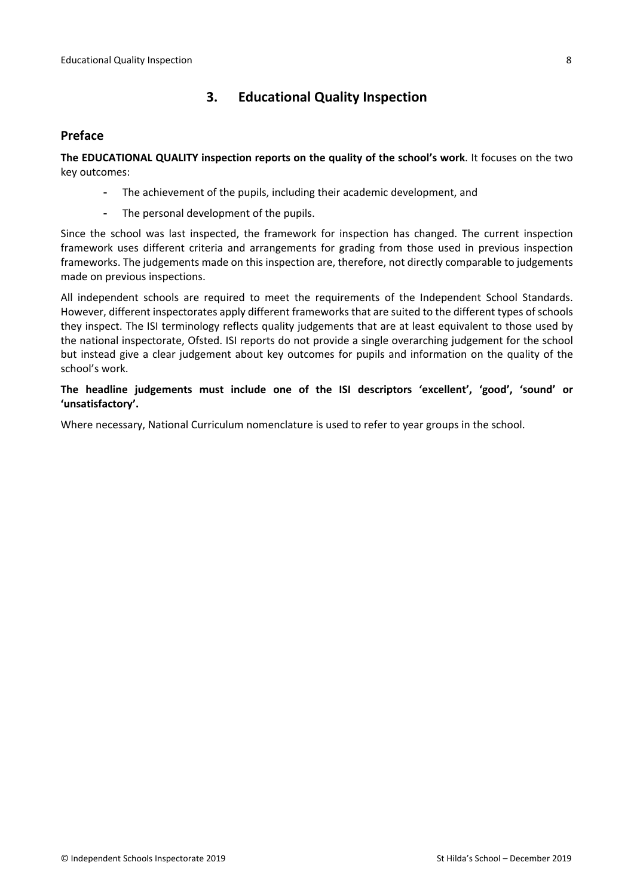## 3. Educational Quality Inspection

### Preface

**The EDUCATIONAL QUALITY inspection reports on the quality of the school's work**. It focuses on the two key outcomes:

- The achievement of the pupils, including their academic development, and
- The personal development of the pupils.

Since the school was last inspected, the framework for inspection has changed. The current inspection framework uses different criteria and arrangements for grading from those used in previous inspection frameworks. The judgements made on this inspection are, therefore, not directly comparable to judgements made on previous inspections.

All independent schools are required to meet the requirements of the Independent School Standards. However, different inspectorates apply different frameworks that are suited to the different types of schools they inspect. The ISI terminology reflects quality judgements that are at least equivalent to those used by the national inspectorate, Ofsted. ISI reports do not provide a single overarching judgement for the school but instead give a clear judgement about key outcomes for pupils and information on the quality of the school's work.

**The headline judgements must include one of the ISI descriptors 'excellent', 'good', 'sound' or 'unsatisfactory'.**

Where necessary, National Curriculum nomenclature is used to refer to year groups in the school.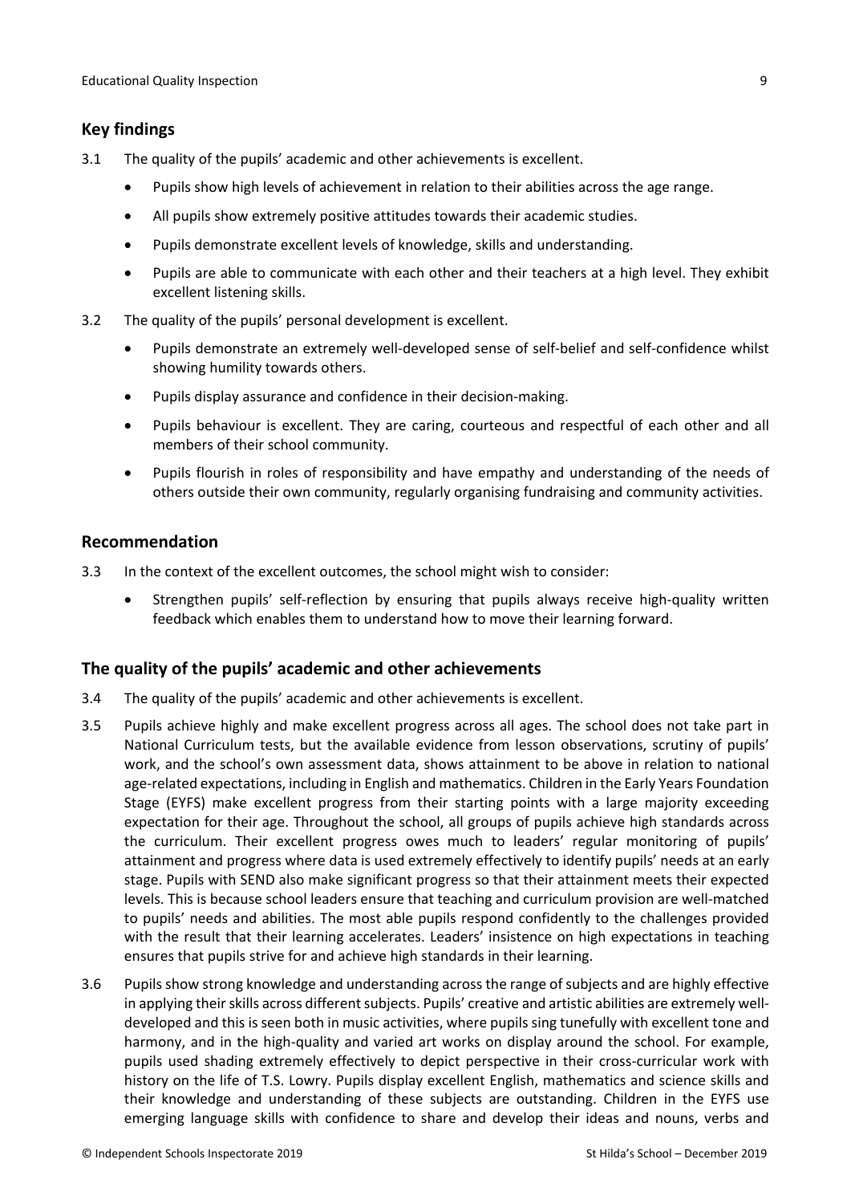## Key findings

3.1 The quality of the pupils' academic and other achievements is excellent.

- Pupils show high levels of achievement in relation to their abilities across the age range.
- All pupils show extremely positive attitudes towards their academic studies.
- Pupils demonstrate excellent levels of knowledge, skills and understanding.
- Pupils are able to communicate with each other and their teachers at a high level. They exhibit excellent listening skills.

3.2 The quality of the pupils' personal development is excellent.

- Pupils demonstrate an extremely well-developed sense of self-belief and self-confidence whilst showing humility towards others.
- Pupils display assurance and confidence in their decision-making.
- Pupils behaviour is excellent. They are caring, courteous and respectful of each other and all members of their school community.
- Pupils flourish in roles of responsibility and have empathy and understanding of the needs of others outside their own community, regularly organising fundraising and community activities.

## Recommendation

3.3 In the context of the excellent outcomes, the school might wish to consider:

- Strengthen pupils' self-reflection by ensuring that pupils always receive high-quality written feedback which enables them to understand how to move their learning forward.

## The quality of the pupils' academic and other achievements

3.4 The quality of the pupils' academic and other achievements is excellent.

3.5 Pupils achieve highly and make excellent progress across all ages. The school does not take part in National Curriculum tests, but the available evidence from lesson observations, scrutiny of pupils' work, and the school's own assessment data, shows attainment to be above in relation to national age-related expectations, including in English and mathematics. Children in the Early Years Foundation Stage (EYFS) make excellent progress from their starting points with a large majority exceeding expectation for their age. Throughout the school, all groups of pupils achieve high standards across the curriculum. Their excellent progress owes much to leaders' regular monitoring of pupils' attainment and progress where data is used extremely effectively to identify pupils' needs at an early stage. Pupils with SEND also make significant progress so that their attainment meets their expected levels. This is because school leaders ensure that teaching and curriculum provision are well-matched to pupils' needs and abilities. The most able pupils respond confidently to the challenges provided with the result that their learning accelerates. Leaders' insistence on high expectations in teaching ensures that pupils strive for and achieve high standards in their learning.

3.6 Pupils show strong knowledge and understanding across the range of subjects and are highly effective in applying their skills across different subjects. Pupils' creative and artistic abilities are extremely well-developed and this is seen both in music activities, where pupils sing tunefully with excellent tone and harmony, and in the high-quality and varied art works on display around the school. For example, pupils used shading extremely effectively to depict perspective in their cross-curricular work with history on the life of T.S. Lowry. Pupils display excellent English, mathematics and science skills and their knowledge and understanding of these subjects are outstanding. Children in the EYFS use emerging language skills with confidence to share and develop their ideas and nouns, verbs and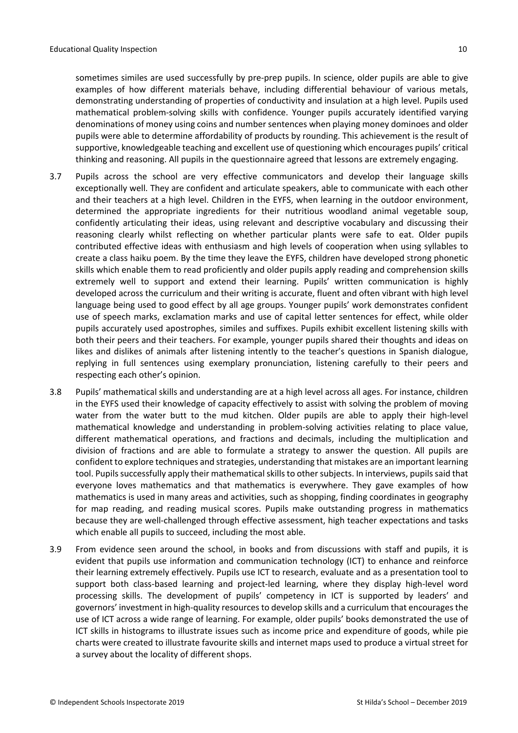sometimes similes are used successfully by pre-prep pupils. In science, older pupils are able to give examples of how different materials behave, including differential behaviour of various metals, demonstrating understanding of properties of conductivity and insulation at a high level. Pupils used mathematical problem-solving skills with confidence. Younger pupils accurately identified varying denominations of money using coins and number sentences when playing money dominoes and older pupils were able to determine affordability of products by rounding. This achievement is the result of supportive, knowledgeable teaching and excellent use of questioning which encourages pupils' critical thinking and reasoning. All pupils in the questionnaire agreed that lessons are extremely engaging.

3.7 Pupils across the school are very effective communicators and develop their language skills exceptionally well. They are confident and articulate speakers, able to communicate with each other and their teachers at a high level. Children in the EYFS, when learning in the outdoor environment, determined the appropriate ingredients for their nutritious woodland animal vegetable soup, confidently articulating their ideas, using relevant and descriptive vocabulary and discussing their reasoning clearly whilst reflecting on whether particular plants were safe to eat. Older pupils contributed effective ideas with enthusiasm and high levels of cooperation when using syllables to create a class haiku poem. By the time they leave the EYFS, children have developed strong phonetic skills which enable them to read proficiently and older pupils apply reading and comprehension skills extremely well to support and extend their learning. Pupils' written communication is highly developed across the curriculum and their writing is accurate, fluent and often vibrant with high level language being used to good effect by all age groups. Younger pupils' work demonstrates confident use of speech marks, exclamation marks and use of capital letter sentences for effect, while older pupils accurately used apostrophes, similes and suffixes. Pupils exhibit excellent listening skills with both their peers and their teachers. For example, younger pupils shared their thoughts and ideas on likes and dislikes of animals after listening intently to the teacher's questions in Spanish dialogue, replying in full sentences using exemplary pronunciation, listening carefully to their peers and respecting each other's opinion.

3.8 Pupils' mathematical skills and understanding are at a high level across all ages. For instance, children in the EYFS used their knowledge of capacity effectively to assist with solving the problem of moving water from the water butt to the mud kitchen. Older pupils are able to apply their high-level mathematical knowledge and understanding in problem-solving activities relating to place value, different mathematical operations, and fractions and decimals, including the multiplication and division of fractions and are able to formulate a strategy to answer the question. All pupils are confident to explore techniques and strategies, understanding that mistakes are an important learning tool. Pupils successfully apply their mathematical skills to other subjects. In interviews, pupils said that everyone loves mathematics and that mathematics is everywhere. They gave examples of how mathematics is used in many areas and activities, such as shopping, finding coordinates in geography for map reading, and reading musical scores. Pupils make outstanding progress in mathematics because they are well-challenged through effective assessment, high teacher expectations and tasks which enable all pupils to succeed, including the most able.

3.9 From evidence seen around the school, in books and from discussions with staff and pupils, it is evident that pupils use information and communication technology (ICT) to enhance and reinforce their learning extremely effectively. Pupils use ICT to research, evaluate and as a presentation tool to support both class-based learning and project-led learning, where they display high-level word processing skills. The development of pupils' competency in ICT is supported by leaders' and governors' investment in high-quality resources to develop skills and a curriculum that encourages the use of ICT across a wide range of learning. For example, older pupils' books demonstrated the use of ICT skills in histograms to illustrate issues such as income price and expenditure of goods, while pie charts were created to illustrate favourite skills and internet maps used to produce a virtual street for a survey about the locality of different shops.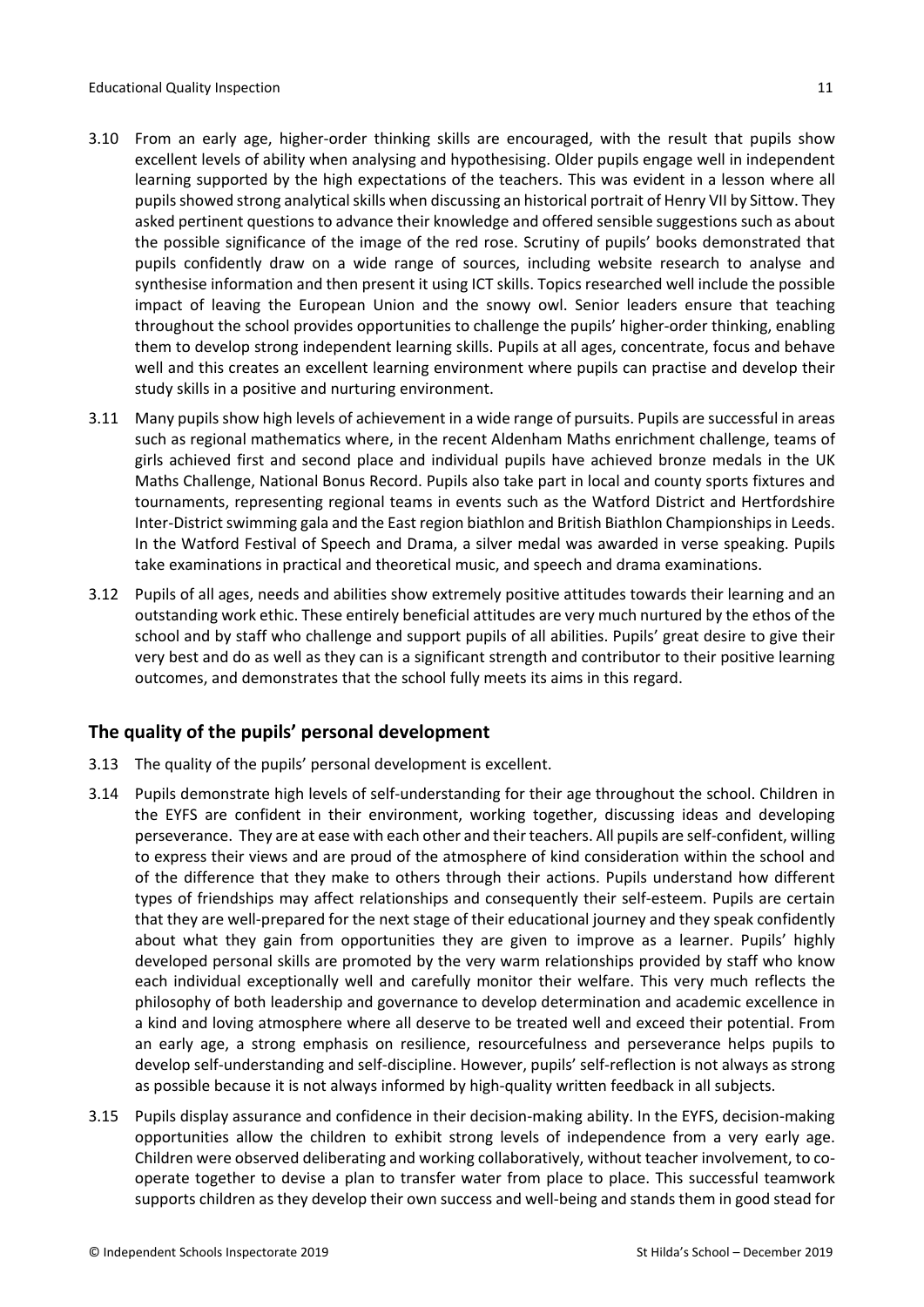3.10 From an early age, higher-order thinking skills are encouraged, with the result that pupils show excellent levels of ability when analysing and hypothesising. Older pupils engage well in independent learning supported by the high expectations of the teachers. This was evident in a lesson where all pupils showed strong analytical skills when discussing an historical portrait of Henry VII by Sittow. They asked pertinent questions to advance their knowledge and offered sensible suggestions such as about the possible significance of the image of the red rose. Scrutiny of pupils' books demonstrated that pupils confidently draw on a wide range of sources, including website research to analyse and synthesise information and then present it using ICT skills. Topics researched well include the possible impact of leaving the European Union and the snowy owl. Senior leaders ensure that teaching throughout the school provides opportunities to challenge the pupils' higher-order thinking, enabling them to develop strong independent learning skills. Pupils at all ages, concentrate, focus and behave well and this creates an excellent learning environment where pupils can practise and develop their study skills in a positive and nurturing environment.

3.11 Many pupils show high levels of achievement in a wide range of pursuits. Pupils are successful in areas such as regional mathematics where, in the recent Aldenham Maths enrichment challenge, teams of girls achieved first and second place and individual pupils have achieved bronze medals in the UK Maths Challenge, National Bonus Record. Pupils also take part in local and county sports fixtures and tournaments, representing regional teams in events such as the Watford District and Hertfordshire Inter-District swimming gala and the East region biathlon and British Biathlon Championships in Leeds. In the Watford Festival of Speech and Drama, a silver medal was awarded in verse speaking. Pupils take examinations in practical and theoretical music, and speech and drama examinations.

3.12 Pupils of all ages, needs and abilities show extremely positive attitudes towards their learning and an outstanding work ethic. These entirely beneficial attitudes are very much nurtured by the ethos of the school and by staff who challenge and support pupils of all abilities. Pupils' great desire to give their very best and do as well as they can is a significant strength and contributor to their positive learning outcomes, and demonstrates that the school fully meets its aims in this regard.

## The quality of the pupils' personal development

3.13 The quality of the pupils' personal development is excellent.

3.14 Pupils demonstrate high levels of self-understanding for their age throughout the school. Children in the EYFS are confident in their environment, working together, discussing ideas and developing perseverance. They are at ease with each other and their teachers. All pupils are self-confident, willing to express their views and are proud of the atmosphere of kind consideration within the school and of the difference that they make to others through their actions. Pupils understand how different types of friendships may affect relationships and consequently their self-esteem. Pupils are certain that they are well-prepared for the next stage of their educational journey and they speak confidently about what they gain from opportunities they are given to improve as a learner. Pupils' highly developed personal skills are promoted by the very warm relationships provided by staff who know each individual exceptionally well and carefully monitor their welfare. This very much reflects the philosophy of both leadership and governance to develop determination and academic excellence in a kind and loving atmosphere where all deserve to be treated well and exceed their potential. From an early age, a strong emphasis on resilience, resourcefulness and perseverance helps pupils to develop self-understanding and self-discipline. However, pupils' self-reflection is not always as strong as possible because it is not always informed by high-quality written feedback in all subjects.

3.15 Pupils display assurance and confidence in their decision-making ability. In the EYFS, decision-making opportunities allow the children to exhibit strong levels of independence from a very early age. Children were observed deliberating and working collaboratively, without teacher involvement, to co-operate together to devise a plan to transfer water from place to place. This successful teamwork supports children as they develop their own success and well-being and stands them in good stead for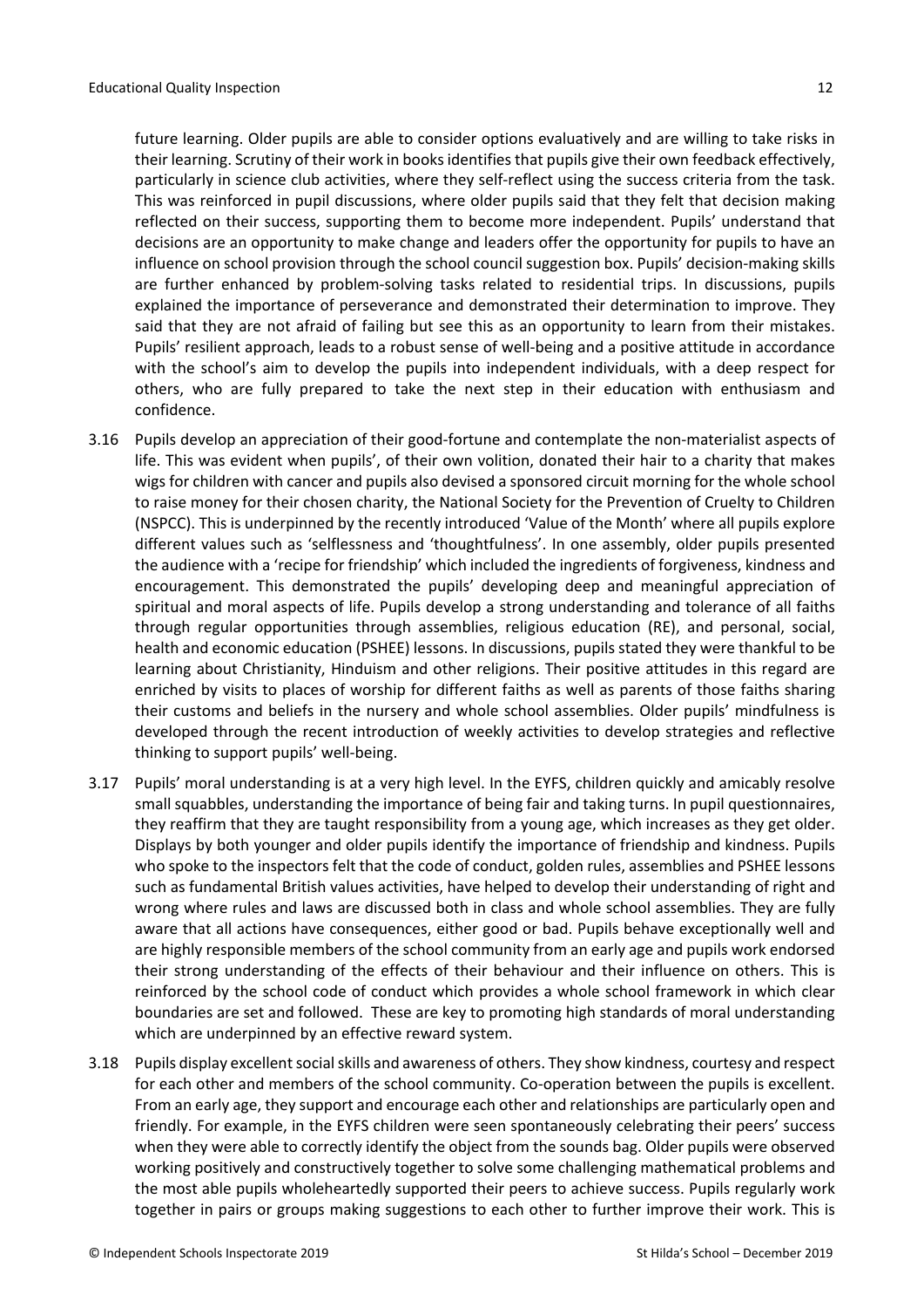future learning. Older pupils are able to consider options evaluatively and are willing to take risks in their learning. Scrutiny of their work in books identifies that pupils give their own feedback effectively, particularly in science club activities, where they self-reflect using the success criteria from the task. This was reinforced in pupil discussions, where older pupils said that they felt that decision making reflected on their success, supporting them to become more independent. Pupils' understand that decisions are an opportunity to make change and leaders offer the opportunity for pupils to have an influence on school provision through the school council suggestion box. Pupils' decision-making skills are further enhanced by problem-solving tasks related to residential trips. In discussions, pupils explained the importance of perseverance and demonstrated their determination to improve. They said that they are not afraid of failing but see this as an opportunity to learn from their mistakes. Pupils' resilient approach, leads to a robust sense of well-being and a positive attitude in accordance with the school's aim to develop the pupils into independent individuals, with a deep respect for others, who are fully prepared to take the next step in their education with enthusiasm and confidence.

3.16 Pupils develop an appreciation of their good-fortune and contemplate the non-materialist aspects of life. This was evident when pupils', of their own volition, donated their hair to a charity that makes wigs for children with cancer and pupils also devised a sponsored circuit morning for the whole school to raise money for their chosen charity, the National Society for the Prevention of Cruelty to Children (NSPCC). This is underpinned by the recently introduced 'Value of the Month' where all pupils explore different values such as 'selflessness and 'thoughtfulness'. In one assembly, older pupils presented the audience with a 'recipe for friendship' which included the ingredients of forgiveness, kindness and encouragement. This demonstrated the pupils' developing deep and meaningful appreciation of spiritual and moral aspects of life. Pupils develop a strong understanding and tolerance of all faiths through regular opportunities through assemblies, religious education (RE), and personal, social, health and economic education (PSHEE) lessons. In discussions, pupils stated they were thankful to be learning about Christianity, Hinduism and other religions. Their positive attitudes in this regard are enriched by visits to places of worship for different faiths as well as parents of those faiths sharing their customs and beliefs in the nursery and whole school assemblies. Older pupils' mindfulness is developed through the recent introduction of weekly activities to develop strategies and reflective thinking to support pupils' well-being.

3.17 Pupils' moral understanding is at a very high level. In the EYFS, children quickly and amicably resolve small squabbles, understanding the importance of being fair and taking turns. In pupil questionnaires, they reaffirm that they are taught responsibility from a young age, which increases as they get older. Displays by both younger and older pupils identify the importance of friendship and kindness. Pupils who spoke to the inspectors felt that the code of conduct, golden rules, assemblies and PSHEE lessons such as fundamental British values activities, have helped to develop their understanding of right and wrong where rules and laws are discussed both in class and whole school assemblies. They are fully aware that all actions have consequences, either good or bad. Pupils behave exceptionally well and are highly responsible members of the school community from an early age and pupils work endorsed their strong understanding of the effects of their behaviour and their influence on others. This is reinforced by the school code of conduct which provides a whole school framework in which clear boundaries are set and followed. These are key to promoting high standards of moral understanding which are underpinned by an effective reward system.

3.18 Pupils display excellent social skills and awareness of others. They show kindness, courtesy and respect for each other and members of the school community. Co-operation between the pupils is excellent. From an early age, they support and encourage each other and relationships are particularly open and friendly. For example, in the EYFS children were seen spontaneously celebrating their peers' success when they were able to correctly identify the object from the sounds bag. Older pupils were observed working positively and constructively together to solve some challenging mathematical problems and the most able pupils wholeheartedly supported their peers to achieve success. Pupils regularly work together in pairs or groups making suggestions to each other to further improve their work. This is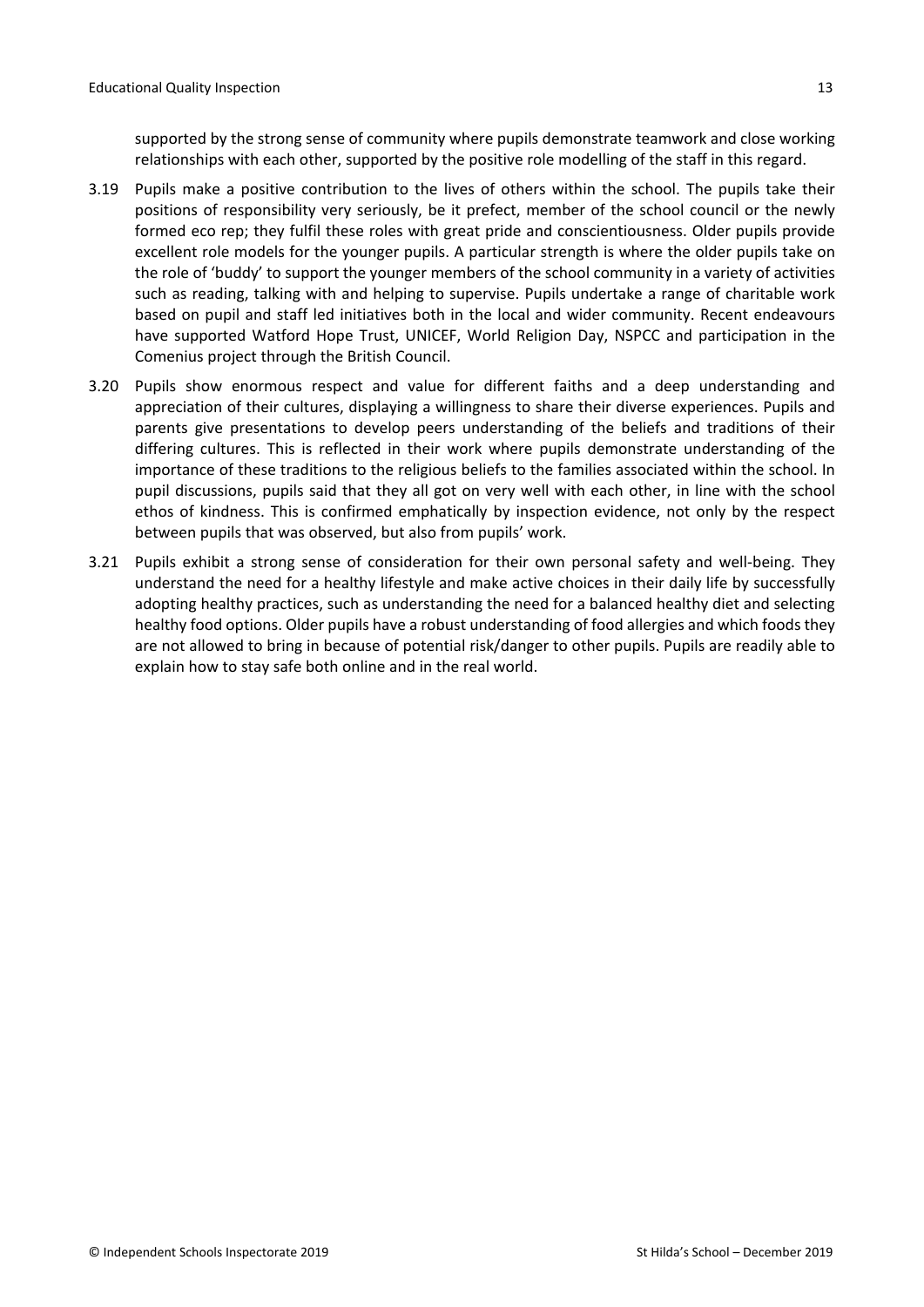supported by the strong sense of community where pupils demonstrate teamwork and close working relationships with each other, supported by the positive role modelling of the staff in this regard.

3.19 Pupils make a positive contribution to the lives of others within the school. The pupils take their positions of responsibility very seriously, be it prefect, member of the school council or the newly formed eco rep; they fulfil these roles with great pride and conscientiousness. Older pupils provide excellent role models for the younger pupils. A particular strength is where the older pupils take on the role of 'buddy' to support the younger members of the school community in a variety of activities such as reading, talking with and helping to supervise. Pupils undertake a range of charitable work based on pupil and staff led initiatives both in the local and wider community. Recent endeavours have supported Watford Hope Trust, UNICEF, World Religion Day, NSPCC and participation in the Comenius project through the British Council.

3.20 Pupils show enormous respect and value for different faiths and a deep understanding and appreciation of their cultures, displaying a willingness to share their diverse experiences. Pupils and parents give presentations to develop peers understanding of the beliefs and traditions of their differing cultures. This is reflected in their work where pupils demonstrate understanding of the importance of these traditions to the religious beliefs to the families associated within the school. In pupil discussions, pupils said that they all got on very well with each other, in line with the school ethos of kindness. This is confirmed emphatically by inspection evidence, not only by the respect between pupils that was observed, but also from pupils' work.

3.21 Pupils exhibit a strong sense of consideration for their own personal safety and well-being. They understand the need for a healthy lifestyle and make active choices in their daily life by successfully adopting healthy practices, such as understanding the need for a balanced healthy diet and selecting healthy food options. Older pupils have a robust understanding of food allergies and which foods they are not allowed to bring in because of potential risk/danger to other pupils. Pupils are readily able to explain how to stay safe both online and in the real world.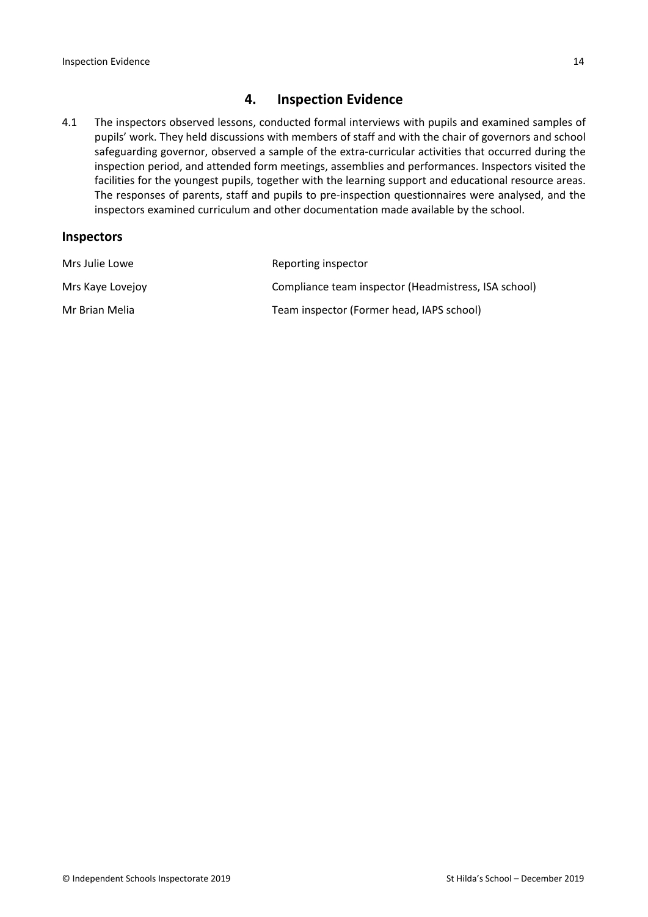## 4. Inspection Evidence

4.1 The inspectors observed lessons, conducted formal interviews with pupils and examined samples of pupils' work. They held discussions with members of staff and with the chair of governors and school safeguarding governor, observed a sample of the extra-curricular activities that occurred during the inspection period, and attended form meetings, assemblies and performances. Inspectors visited the facilities for the youngest pupils, together with the learning support and educational resource areas. The responses of parents, staff and pupils to pre-inspection questionnaires were analysed, and the inspectors examined curriculum and other documentation made available by the school.

### Inspectors

| | |
|---|---|
| Mrs Julie Lowe | Reporting inspector |
| Mrs Kaye Lovejoy | Compliance team inspector (Headmistress, ISA school) |
| Mr Brian Melia | Team inspector (Former head, IAPS school) |